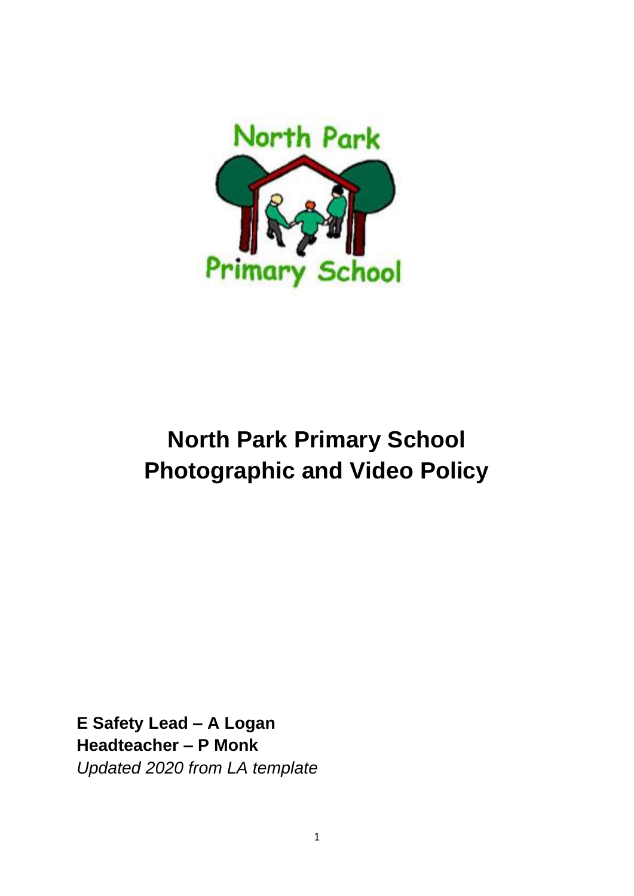# North Park Primary School Photographic and Video Policy

**E Safety Lead – A Logan**
**Headteacher – P Monk**
*Updated 2020 from LA template*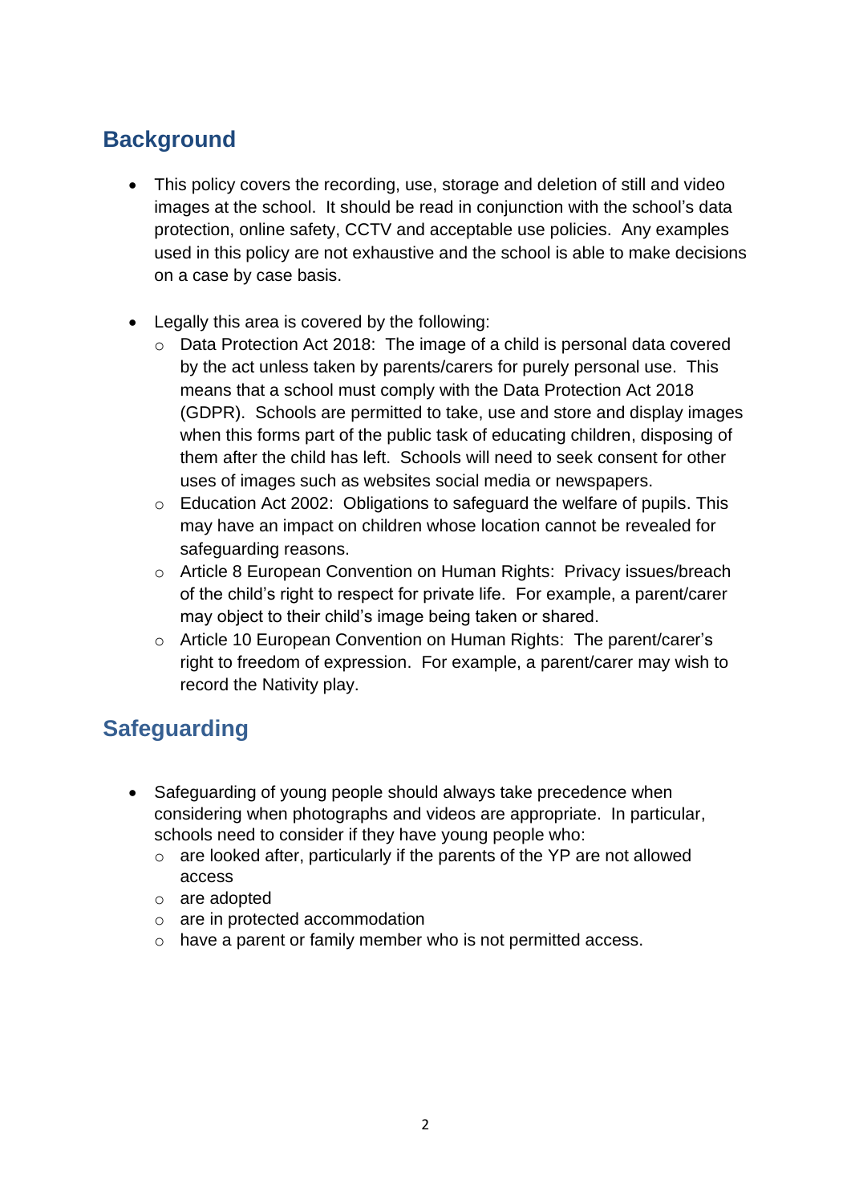## Background

- This policy covers the recording, use, storage and deletion of still and video images at the school. It should be read in conjunction with the school's data protection, online safety, CCTV and acceptable use policies. Any examples used in this policy are not exhaustive and the school is able to make decisions on a case by case basis.

- Legally this area is covered by the following:
  - Data Protection Act 2018: The image of a child is personal data covered by the act unless taken by parents/carers for purely personal use. This means that a school must comply with the Data Protection Act 2018 (GDPR). Schools are permitted to take, use and store and display images when this forms part of the public task of educating children, disposing of them after the child has left. Schools will need to seek consent for other uses of images such as websites social media or newspapers.
  - Education Act 2002: Obligations to safeguard the welfare of pupils. This may have an impact on children whose location cannot be revealed for safeguarding reasons.
  - Article 8 European Convention on Human Rights: Privacy issues/breach of the child's right to respect for private life. For example, a parent/carer may object to their child's image being taken or shared.
  - Article 10 European Convention on Human Rights: The parent/carer's right to freedom of expression. For example, a parent/carer may wish to record the Nativity play.

## Safeguarding

- Safeguarding of young people should always take precedence when considering when photographs and videos are appropriate. In particular, schools need to consider if they have young people who:
  - are looked after, particularly if the parents of the YP are not allowed access
  - are adopted
  - are in protected accommodation
  - have a parent or family member who is not permitted access.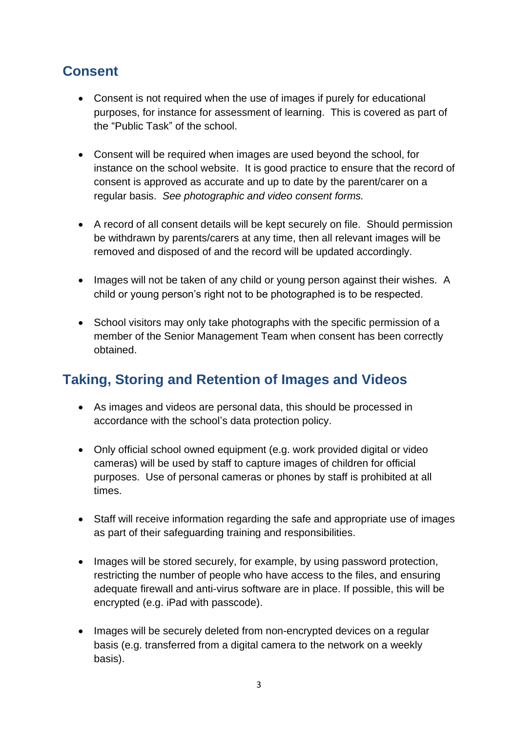## Consent

- Consent is not required when the use of images if purely for educational purposes, for instance for assessment of learning. This is covered as part of the "Public Task" of the school.

- Consent will be required when images are used beyond the school, for instance on the school website. It is good practice to ensure that the record of consent is approved as accurate and up to date by the parent/carer on a regular basis. *See photographic and video consent forms.*

- A record of all consent details will be kept securely on file. Should permission be withdrawn by parents/carers at any time, then all relevant images will be removed and disposed of and the record will be updated accordingly.

- Images will not be taken of any child or young person against their wishes. A child or young person's right not to be photographed is to be respected.

- School visitors may only take photographs with the specific permission of a member of the Senior Management Team when consent has been correctly obtained.

## Taking, Storing and Retention of Images and Videos

- As images and videos are personal data, this should be processed in accordance with the school's data protection policy.

- Only official school owned equipment (e.g. work provided digital or video cameras) will be used by staff to capture images of children for official purposes. Use of personal cameras or phones by staff is prohibited at all times.

- Staff will receive information regarding the safe and appropriate use of images as part of their safeguarding training and responsibilities.

- Images will be stored securely, for example, by using password protection, restricting the number of people who have access to the files, and ensuring adequate firewall and anti-virus software are in place. If possible, this will be encrypted (e.g. iPad with passcode).

- Images will be securely deleted from non-encrypted devices on a regular basis (e.g. transferred from a digital camera to the network on a weekly basis).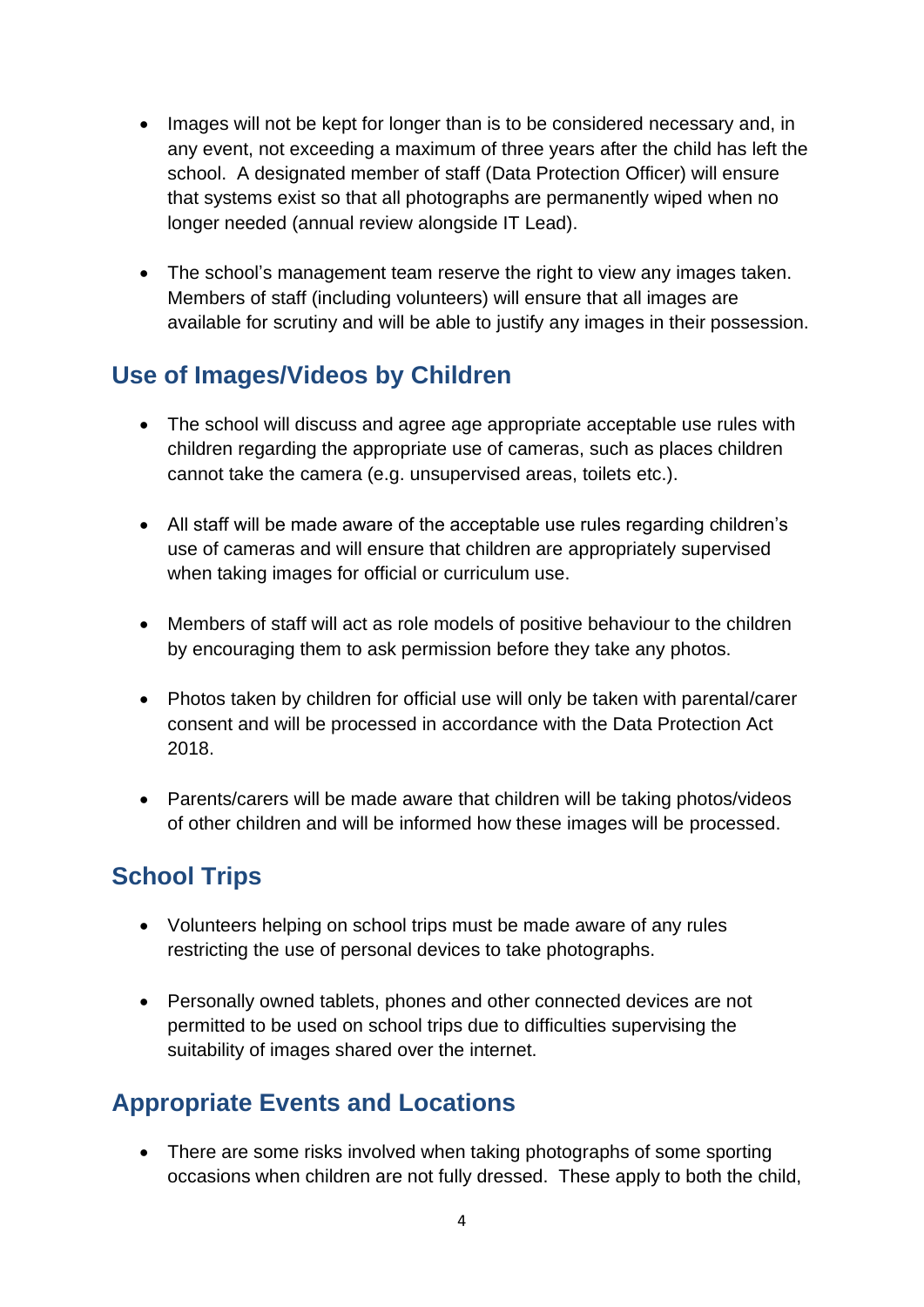- Images will not be kept for longer than is to be considered necessary and, in any event, not exceeding a maximum of three years after the child has left the school. A designated member of staff (Data Protection Officer) will ensure that systems exist so that all photographs are permanently wiped when no longer needed (annual review alongside IT Lead).

- The school's management team reserve the right to view any images taken. Members of staff (including volunteers) will ensure that all images are available for scrutiny and will be able to justify any images in their possession.

## Use of Images/Videos by Children

- The school will discuss and agree age appropriate acceptable use rules with children regarding the appropriate use of cameras, such as places children cannot take the camera (e.g. unsupervised areas, toilets etc.).

- All staff will be made aware of the acceptable use rules regarding children's use of cameras and will ensure that children are appropriately supervised when taking images for official or curriculum use.

- Members of staff will act as role models of positive behaviour to the children by encouraging them to ask permission before they take any photos.

- Photos taken by children for official use will only be taken with parental/carer consent and will be processed in accordance with the Data Protection Act 2018.

- Parents/carers will be made aware that children will be taking photos/videos of other children and will be informed how these images will be processed.

## School Trips

- Volunteers helping on school trips must be made aware of any rules restricting the use of personal devices to take photographs.

- Personally owned tablets, phones and other connected devices are not permitted to be used on school trips due to difficulties supervising the suitability of images shared over the internet.

## Appropriate Events and Locations

- There are some risks involved when taking photographs of some sporting occasions when children are not fully dressed. These apply to both the child,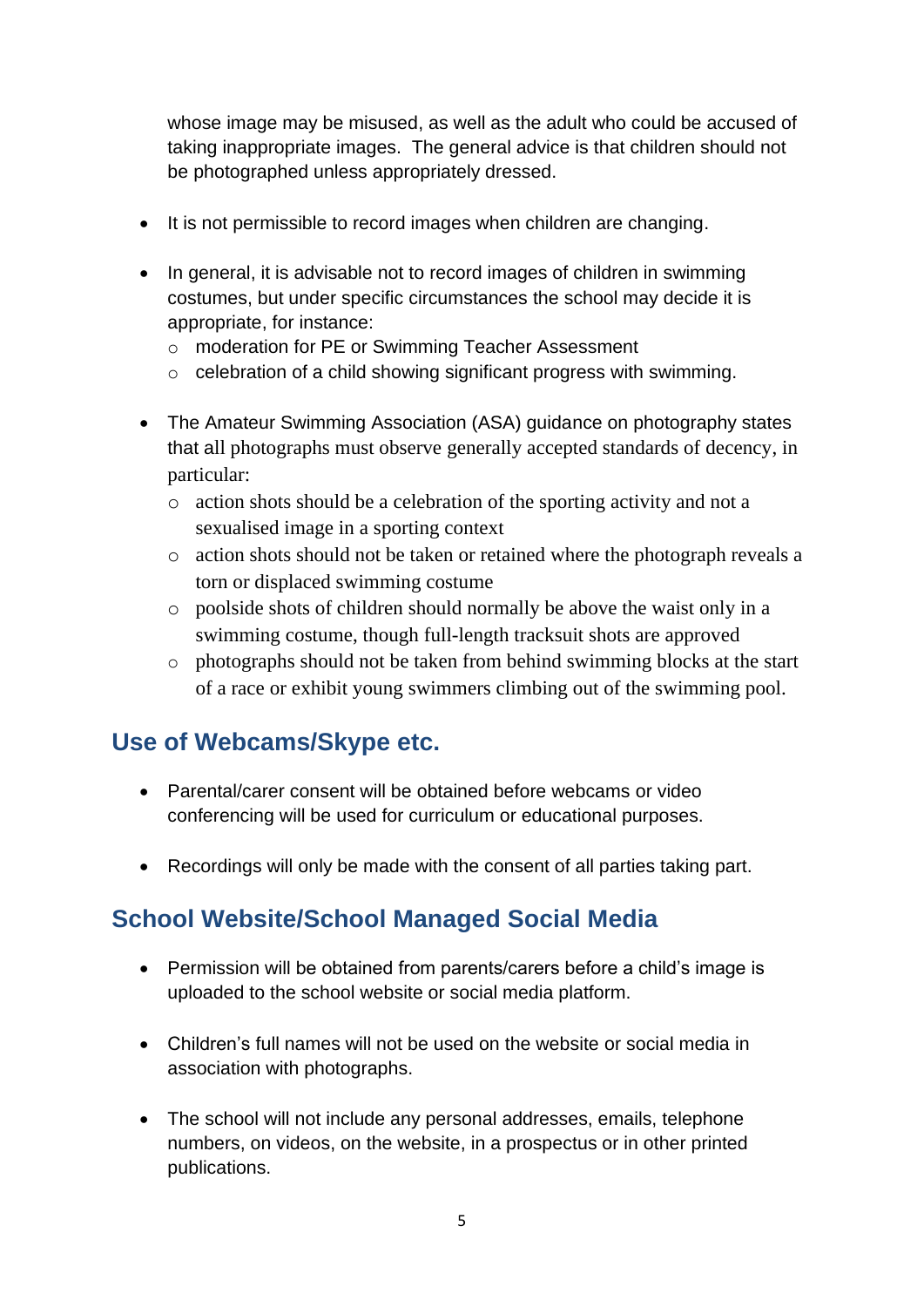whose image may be misused, as well as the adult who could be accused of taking inappropriate images. The general advice is that children should not be photographed unless appropriately dressed.

- It is not permissible to record images when children are changing.

- In general, it is advisable not to record images of children in swimming costumes, but under specific circumstances the school may decide it is appropriate, for instance:
  - moderation for PE or Swimming Teacher Assessment
  - celebration of a child showing significant progress with swimming.

- The Amateur Swimming Association (ASA) guidance on photography states that all photographs must observe generally accepted standards of decency, in particular:
  - action shots should be a celebration of the sporting activity and not a sexualised image in a sporting context
  - action shots should not be taken or retained where the photograph reveals a torn or displaced swimming costume
  - poolside shots of children should normally be above the waist only in a swimming costume, though full-length tracksuit shots are approved
  - photographs should not be taken from behind swimming blocks at the start of a race or exhibit young swimmers climbing out of the swimming pool.

## Use of Webcams/Skype etc.

- Parental/carer consent will be obtained before webcams or video conferencing will be used for curriculum or educational purposes.

- Recordings will only be made with the consent of all parties taking part.

## School Website/School Managed Social Media

- Permission will be obtained from parents/carers before a child's image is uploaded to the school website or social media platform.

- Children's full names will not be used on the website or social media in association with photographs.

- The school will not include any personal addresses, emails, telephone numbers, on videos, on the website, in a prospectus or in other printed publications.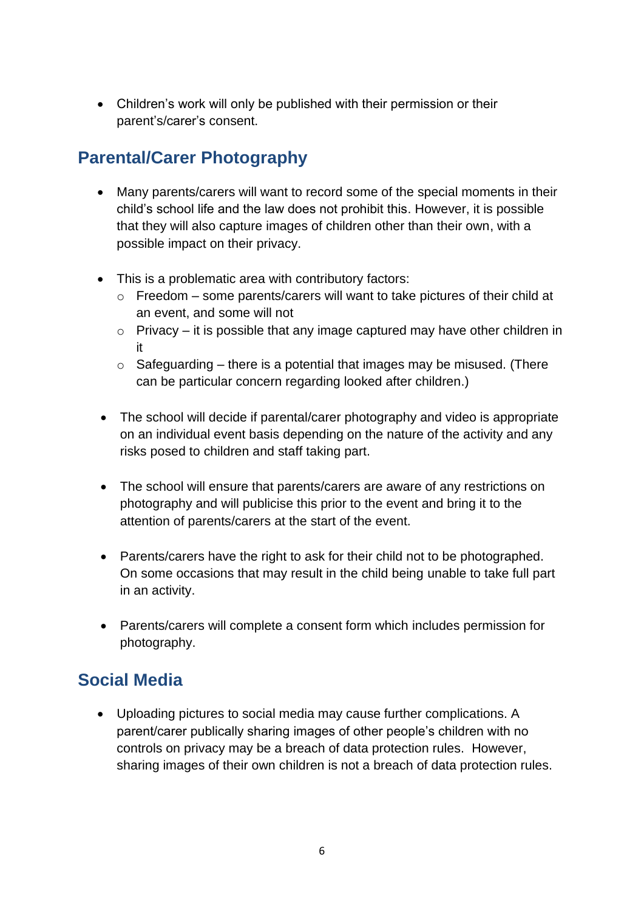- Children's work will only be published with their permission or their parent's/carer's consent.

## Parental/Carer Photography

- Many parents/carers will want to record some of the special moments in their child's school life and the law does not prohibit this. However, it is possible that they will also capture images of children other than their own, with a possible impact on their privacy.

- This is a problematic area with contributory factors:
  - Freedom – some parents/carers will want to take pictures of their child at an event, and some will not
  - Privacy – it is possible that any image captured may have other children in it
  - Safeguarding – there is a potential that images may be misused. (There can be particular concern regarding looked after children.)

- The school will decide if parental/carer photography and video is appropriate on an individual event basis depending on the nature of the activity and any risks posed to children and staff taking part.

- The school will ensure that parents/carers are aware of any restrictions on photography and will publicise this prior to the event and bring it to the attention of parents/carers at the start of the event.

- Parents/carers have the right to ask for their child not to be photographed. On some occasions that may result in the child being unable to take full part in an activity.

- Parents/carers will complete a consent form which includes permission for photography.

## Social Media

- Uploading pictures to social media may cause further complications. A parent/carer publically sharing images of other people's children with no controls on privacy may be a breach of data protection rules. However, sharing images of their own children is not a breach of data protection rules.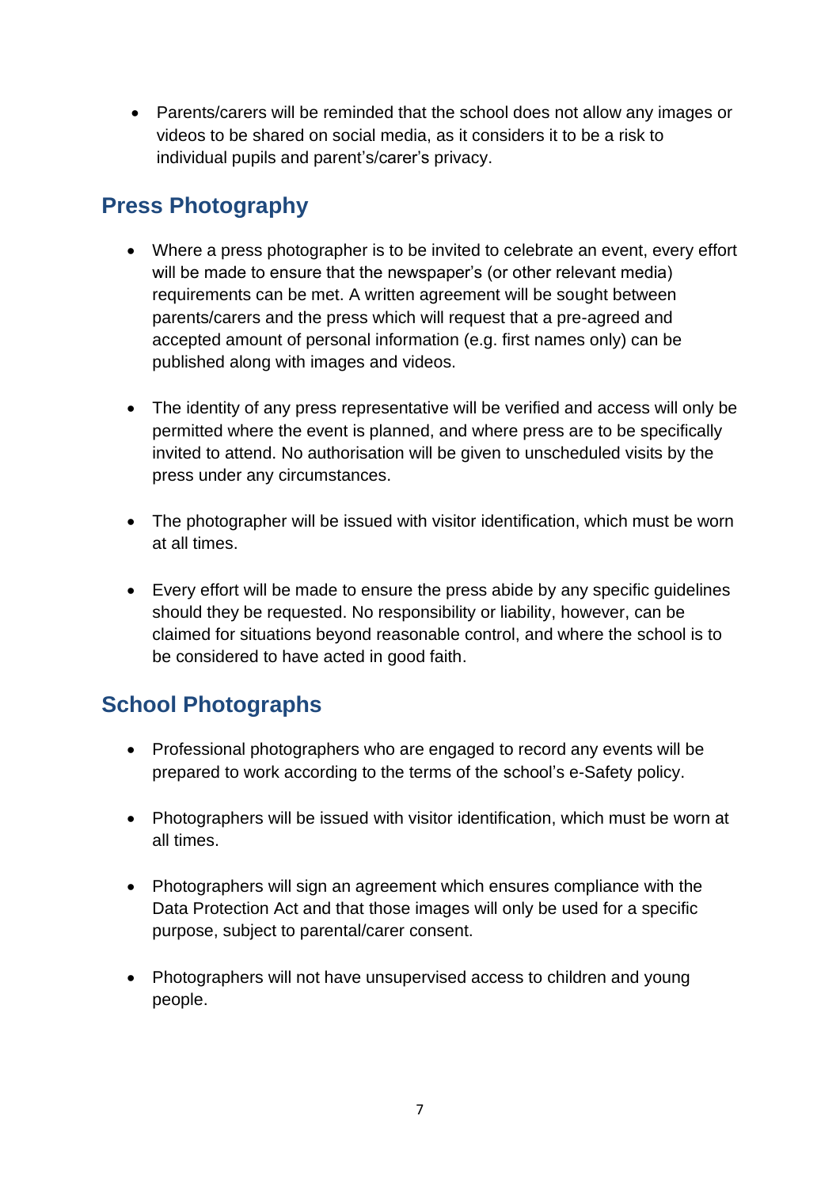- Parents/carers will be reminded that the school does not allow any images or videos to be shared on social media, as it considers it to be a risk to individual pupils and parent's/carer's privacy.

## Press Photography

- Where a press photographer is to be invited to celebrate an event, every effort will be made to ensure that the newspaper's (or other relevant media) requirements can be met. A written agreement will be sought between parents/carers and the press which will request that a pre-agreed and accepted amount of personal information (e.g. first names only) can be published along with images and videos.

- The identity of any press representative will be verified and access will only be permitted where the event is planned, and where press are to be specifically invited to attend. No authorisation will be given to unscheduled visits by the press under any circumstances.

- The photographer will be issued with visitor identification, which must be worn at all times.

- Every effort will be made to ensure the press abide by any specific guidelines should they be requested. No responsibility or liability, however, can be claimed for situations beyond reasonable control, and where the school is to be considered to have acted in good faith.

## School Photographs

- Professional photographers who are engaged to record any events will be prepared to work according to the terms of the school's e-Safety policy.

- Photographers will be issued with visitor identification, which must be worn at all times.

- Photographers will sign an agreement which ensures compliance with the Data Protection Act and that those images will only be used for a specific purpose, subject to parental/carer consent.

- Photographers will not have unsupervised access to children and young people.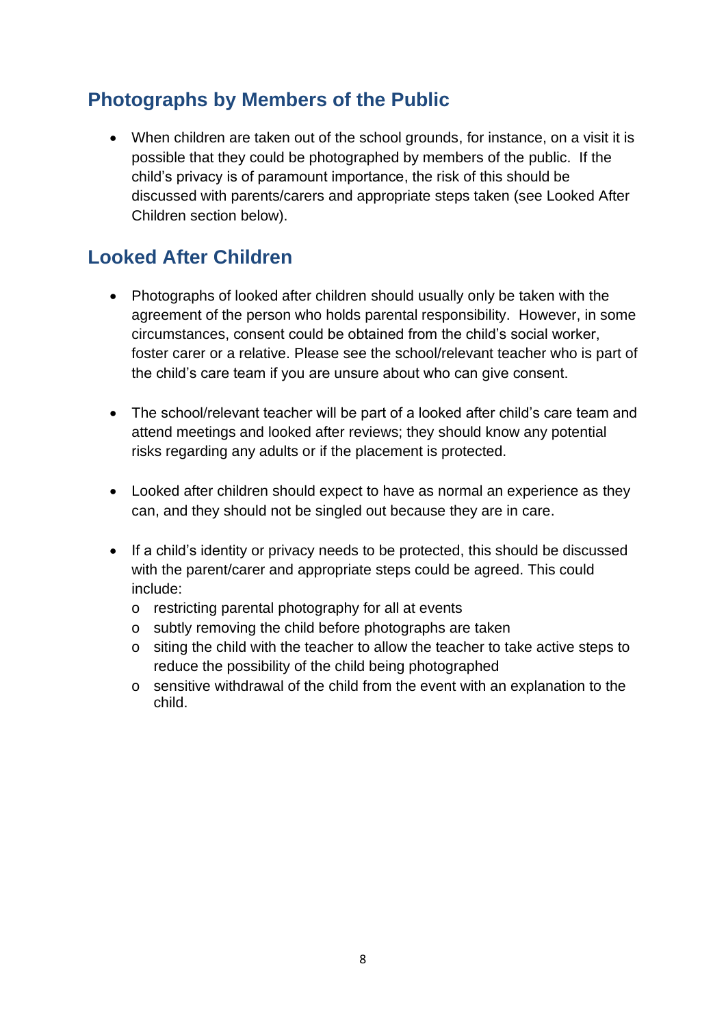## Photographs by Members of the Public

- When children are taken out of the school grounds, for instance, on a visit it is possible that they could be photographed by members of the public. If the child's privacy is of paramount importance, the risk of this should be discussed with parents/carers and appropriate steps taken (see Looked After Children section below).

## Looked After Children

- Photographs of looked after children should usually only be taken with the agreement of the person who holds parental responsibility. However, in some circumstances, consent could be obtained from the child's social worker, foster carer or a relative. Please see the school/relevant teacher who is part of the child's care team if you are unsure about who can give consent.

- The school/relevant teacher will be part of a looked after child's care team and attend meetings and looked after reviews; they should know any potential risks regarding any adults or if the placement is protected.

- Looked after children should expect to have as normal an experience as they can, and they should not be singled out because they are in care.

- If a child's identity or privacy needs to be protected, this should be discussed with the parent/carer and appropriate steps could be agreed. This could include:
  - restricting parental photography for all at events
  - subtly removing the child before photographs are taken
  - siting the child with the teacher to allow the teacher to take active steps to reduce the possibility of the child being photographed
  - sensitive withdrawal of the child from the event with an explanation to the child.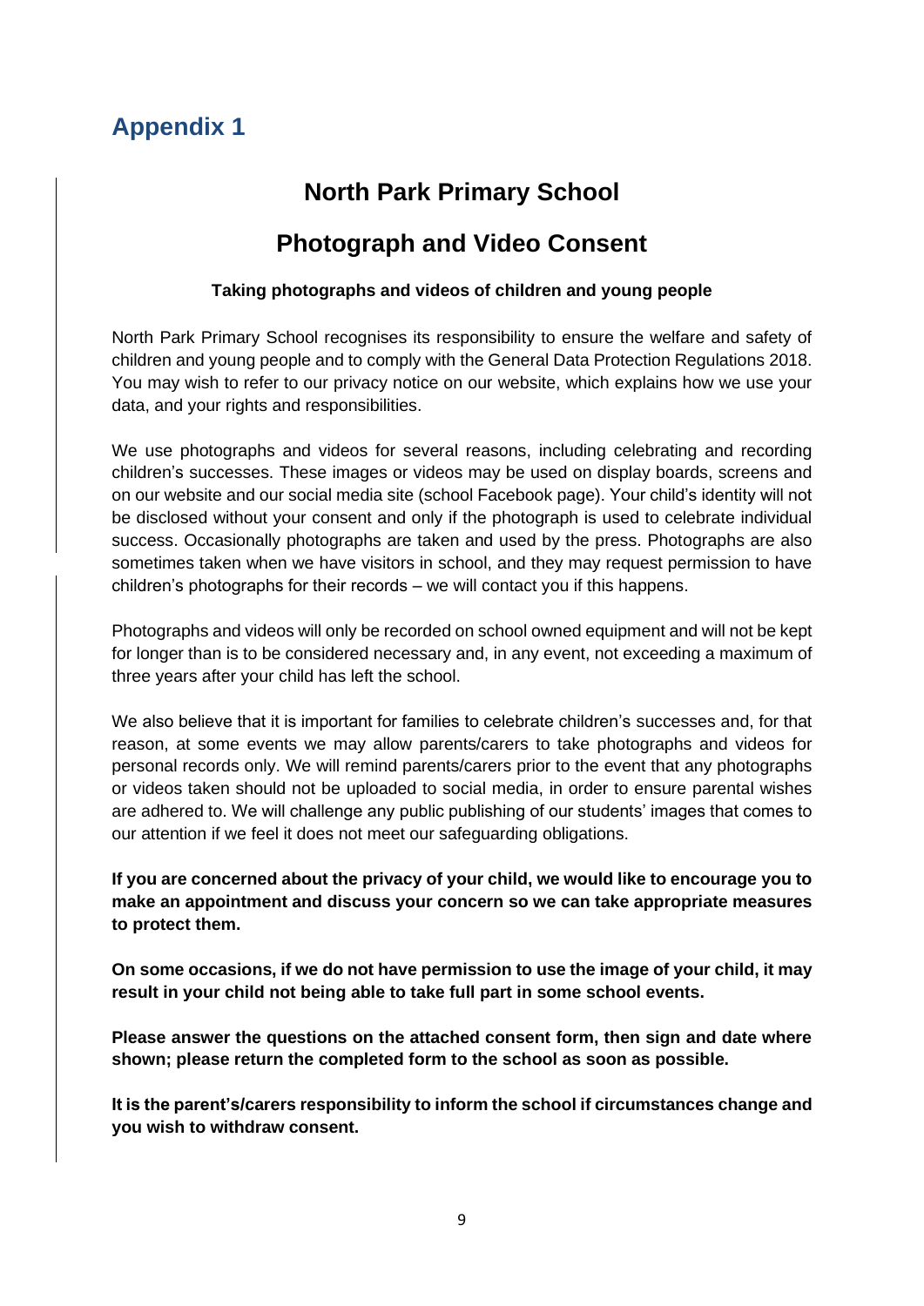## Appendix 1

# North Park Primary School

# Photograph and Video Consent

### Taking photographs and videos of children and young people

North Park Primary School recognises its responsibility to ensure the welfare and safety of children and young people and to comply with the General Data Protection Regulations 2018. You may wish to refer to our privacy notice on our website, which explains how we use your data, and your rights and responsibilities.

We use photographs and videos for several reasons, including celebrating and recording children's successes. These images or videos may be used on display boards, screens and on our website and our social media site (school Facebook page). Your child's identity will not be disclosed without your consent and only if the photograph is used to celebrate individual success. Occasionally photographs are taken and used by the press. Photographs are also sometimes taken when we have visitors in school, and they may request permission to have children's photographs for their records – we will contact you if this happens.

Photographs and videos will only be recorded on school owned equipment and will not be kept for longer than is to be considered necessary and, in any event, not exceeding a maximum of three years after your child has left the school.

We also believe that it is important for families to celebrate children's successes and, for that reason, at some events we may allow parents/carers to take photographs and videos for personal records only. We will remind parents/carers prior to the event that any photographs or videos taken should not be uploaded to social media, in order to ensure parental wishes are adhered to. We will challenge any public publishing of our students' images that comes to our attention if we feel it does not meet our safeguarding obligations.

**If you are concerned about the privacy of your child, we would like to encourage you to make an appointment and discuss your concern so we can take appropriate measures to protect them.**

**On some occasions, if we do not have permission to use the image of your child, it may result in your child not being able to take full part in some school events.**

**Please answer the questions on the attached consent form, then sign and date where shown; please return the completed form to the school as soon as possible.**

**It is the parent's/carers responsibility to inform the school if circumstances change and you wish to withdraw consent.**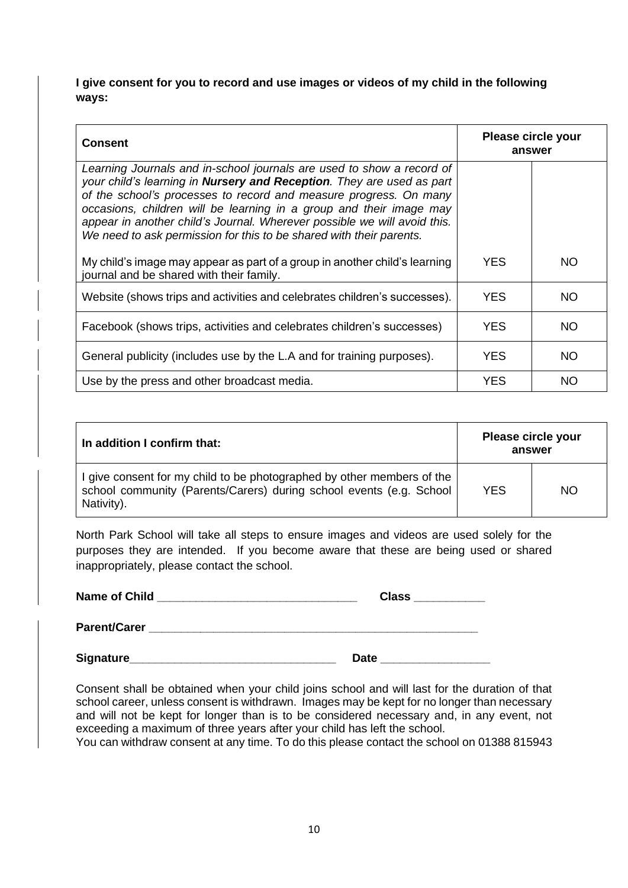**I give consent for you to record and use images or videos of my child in the following ways:**

| Consent | Please circle your answer | |
|---|---|---|
| *Learning Journals and in-school journals are used to show a record of your child's learning in **Nursery and Reception**. They are used as part of the school's processes to record and measure progress. On many occasions, children will be learning in a group and their image may appear in another child's Journal. Wherever possible we will avoid this. We need to ask permission for this to be shared with their parents.*<br><br>My child's image may appear as part of a group in another child's learning journal and be shared with their family. | YES | NO |
| Website (shows trips and activities and celebrates children's successes). | YES | NO |
| Facebook (shows trips, activities and celebrates children's successes) | YES | NO |
| General publicity (includes use by the L.A and for training purposes). | YES | NO |
| Use by the press and other broadcast media. | YES | NO |

| In addition I confirm that: | Please circle your answer | |
|---|---|---|
| I give consent for my child to be photographed by other members of the school community (Parents/Carers) during school events (e.g. School Nativity). | YES | NO |

North Park School will take all steps to ensure images and videos are used solely for the purposes they are intended. If you become aware that these are being used or shared inappropriately, please contact the school.

**Name of Child** ______________________________ **Class** ___________

**Parent/Carer** ______________________________________________

**Signature**______________________________ **Date** ________________

Consent shall be obtained when your child joins school and will last for the duration of that school career, unless consent is withdrawn. Images may be kept for no longer than necessary and will not be kept for longer than is to be considered necessary and, in any event, not exceeding a maximum of three years after your child has left the school.
You can withdraw consent at any time. To do this please contact the school on 01388 815943